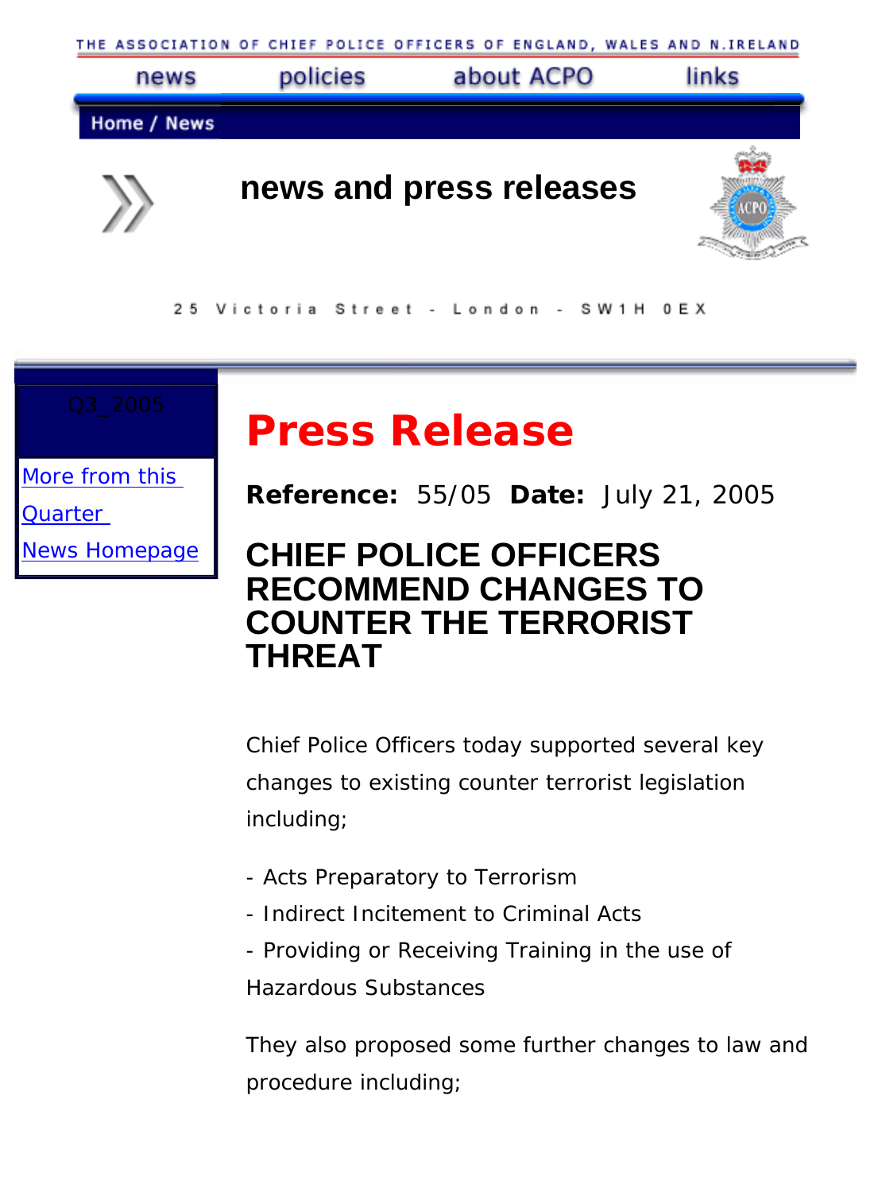THE ASSOCIATION OF CHIEF POLICE OFFICERS OF ENGLAND, WALES AND N.IRELAND

news | policies | about ACPO | links

Home / News

# news and press releases

25 Victoria Street - London - SW1H 0EX

Q3_2005

More from this Quarter

News Homepage

# Press Release

**Reference:** 55/05 **Date:** July 21, 2005

## CHIEF POLICE OFFICERS RECOMMEND CHANGES TO COUNTER THE TERRORIST THREAT

Chief Police Officers today supported several key changes to existing counter terrorist legislation including;

- Acts Preparatory to Terrorism
- Indirect Incitement to Criminal Acts
- Providing or Receiving Training in the use of Hazardous Substances

They also proposed some further changes to law and procedure including;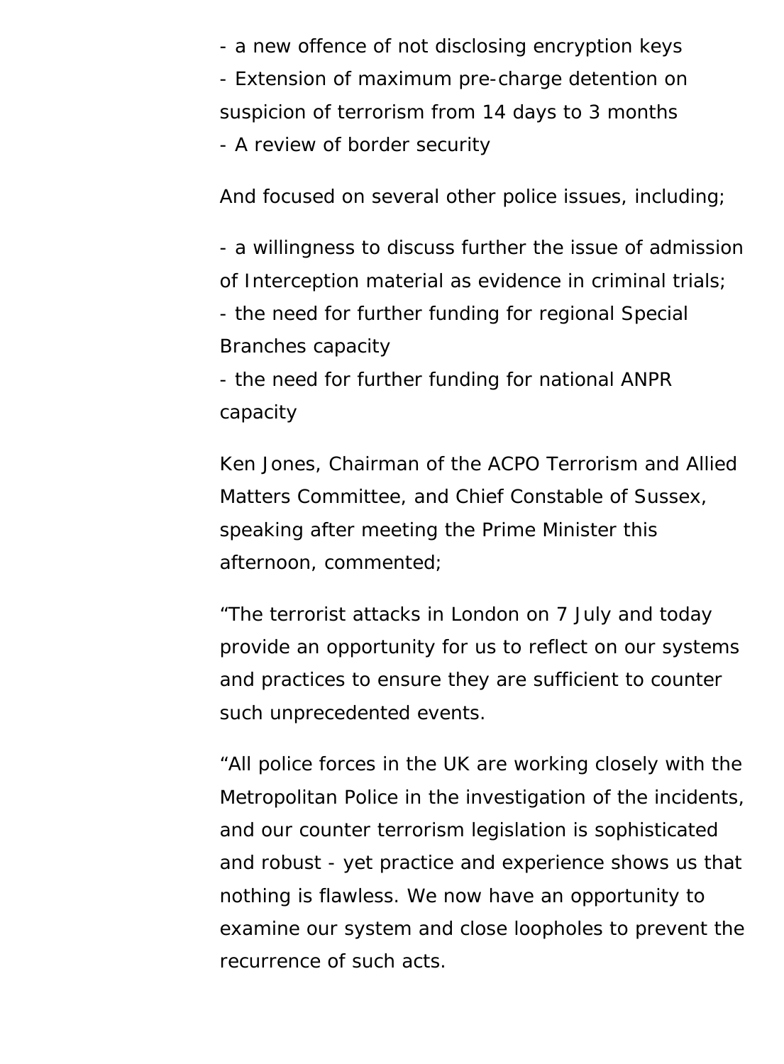- a new offence of not disclosing encryption keys
- Extension of maximum pre-charge detention on suspicion of terrorism from 14 days to 3 months
- A review of border security

And focused on several other police issues, including;

- a willingness to discuss further the issue of admission of Interception material as evidence in criminal trials;
- the need for further funding for regional Special Branches capacity
- the need for further funding for national ANPR capacity

Ken Jones, Chairman of the ACPO Terrorism and Allied Matters Committee, and Chief Constable of Sussex, speaking after meeting the Prime Minister this afternoon, commented;

“The terrorist attacks in London on 7 July and today provide an opportunity for us to reflect on our systems and practices to ensure they are sufficient to counter such unprecedented events.

“All police forces in the UK are working closely with the Metropolitan Police in the investigation of the incidents, and our counter terrorism legislation is sophisticated and robust - yet practice and experience shows us that nothing is flawless. We now have an opportunity to examine our system and close loopholes to prevent the recurrence of such acts.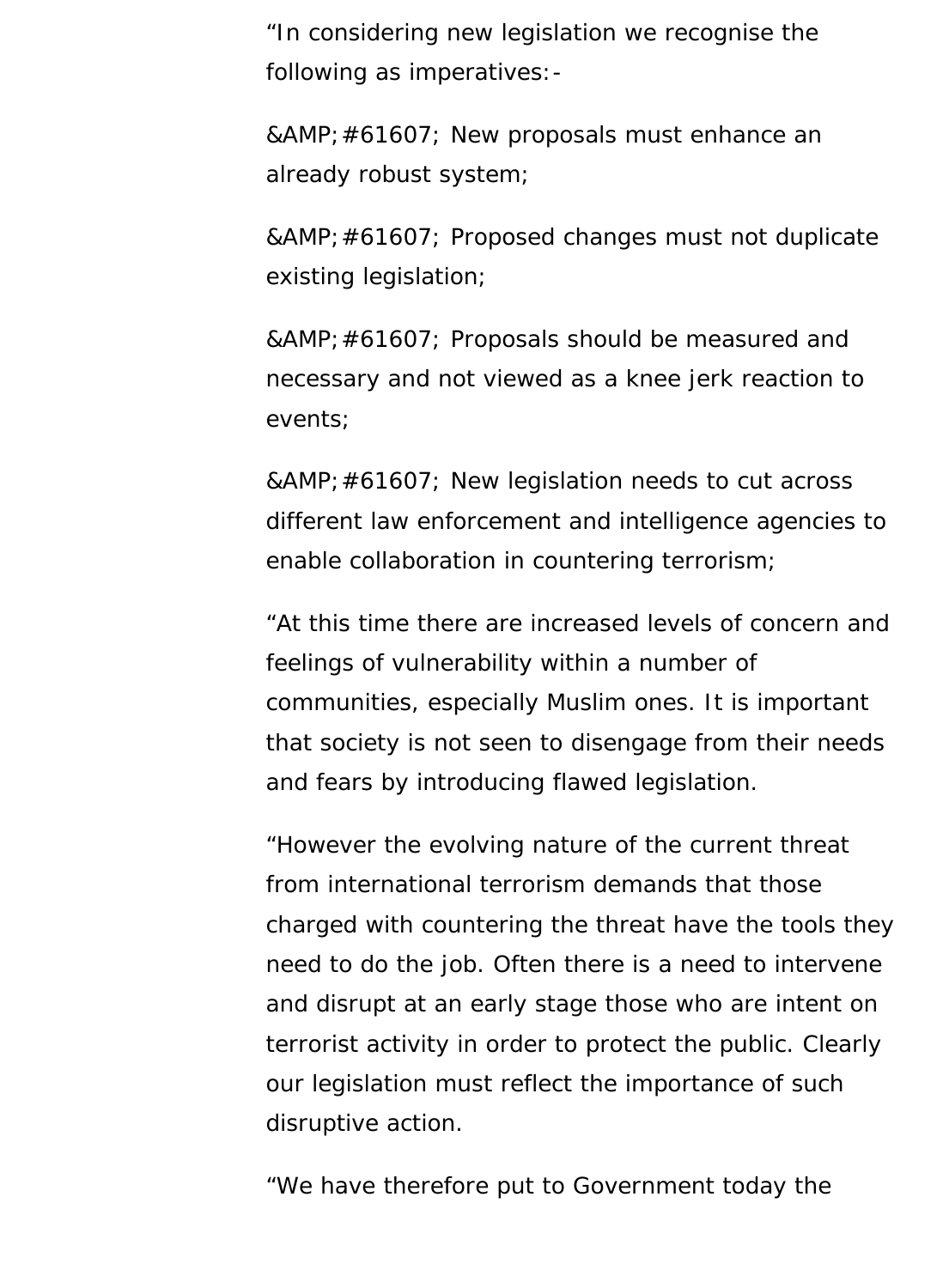"In considering new legislation we recognise the following as imperatives:-

&AMP;#61607; New proposals must enhance an already robust system;

&AMP;#61607; Proposed changes must not duplicate existing legislation;

&AMP;#61607; Proposals should be measured and necessary and not viewed as a knee jerk reaction to events;

&AMP;#61607; New legislation needs to cut across different law enforcement and intelligence agencies to enable collaboration in countering terrorism;

"At this time there are increased levels of concern and feelings of vulnerability within a number of communities, especially Muslim ones. It is important that society is not seen to disengage from their needs and fears by introducing flawed legislation.

"However the evolving nature of the current threat from international terrorism demands that those charged with countering the threat have the tools they need to do the job. Often there is a need to intervene and disrupt at an early stage those who are intent on terrorist activity in order to protect the public. Clearly our legislation must reflect the importance of such disruptive action.

"We have therefore put to Government today the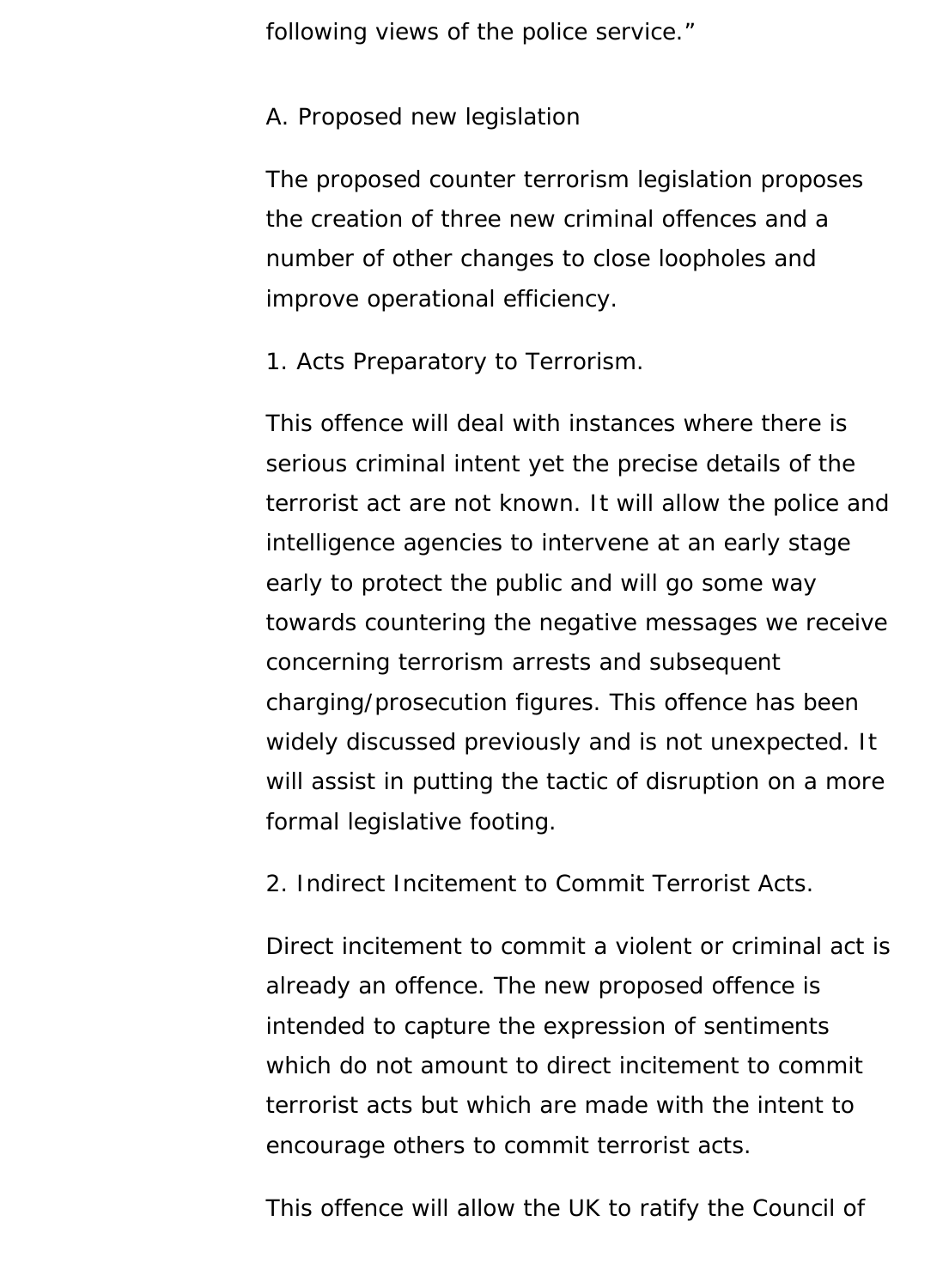following views of the police service."

A. Proposed new legislation

The proposed counter terrorism legislation proposes the creation of three new criminal offences and a number of other changes to close loopholes and improve operational efficiency.

1. Acts Preparatory to Terrorism.

This offence will deal with instances where there is serious criminal intent yet the precise details of the terrorist act are not known. It will allow the police and intelligence agencies to intervene at an early stage early to protect the public and will go some way towards countering the negative messages we receive concerning terrorism arrests and subsequent charging/prosecution figures. This offence has been widely discussed previously and is not unexpected. It will assist in putting the tactic of disruption on a more formal legislative footing.

2. Indirect Incitement to Commit Terrorist Acts.

Direct incitement to commit a violent or criminal act is already an offence. The new proposed offence is intended to capture the expression of sentiments which do not amount to direct incitement to commit terrorist acts but which are made with the intent to encourage others to commit terrorist acts.

This offence will allow the UK to ratify the Council of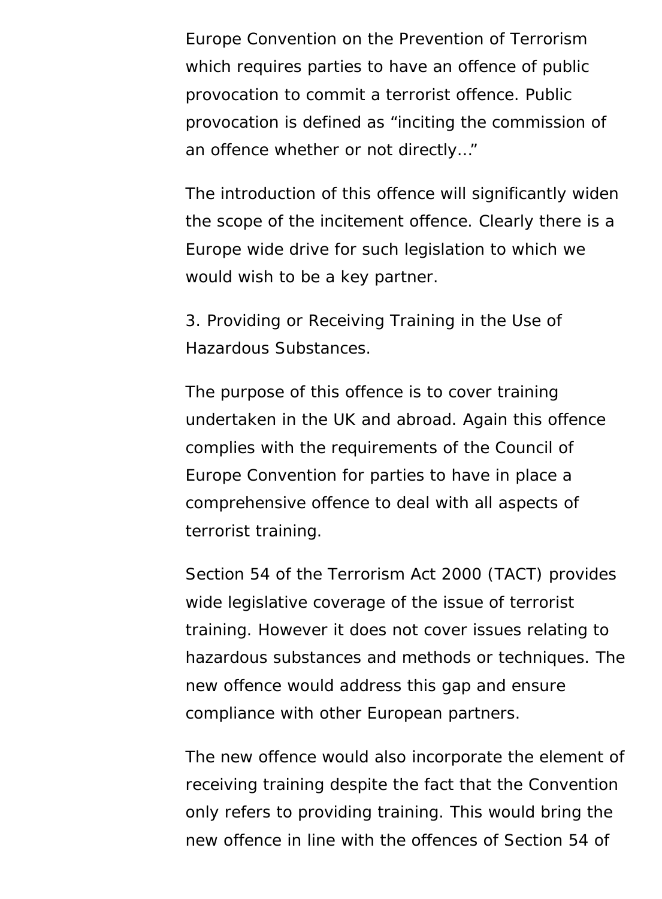Europe Convention on the Prevention of Terrorism which requires parties to have an offence of public provocation to commit a terrorist offence. Public provocation is defined as "inciting the commission of an offence whether or not directly…"

The introduction of this offence will significantly widen the scope of the incitement offence. Clearly there is a Europe wide drive for such legislation to which we would wish to be a key partner.

3. Providing or Receiving Training in the Use of Hazardous Substances.

The purpose of this offence is to cover training undertaken in the UK and abroad. Again this offence complies with the requirements of the Council of Europe Convention for parties to have in place a comprehensive offence to deal with all aspects of terrorist training.

Section 54 of the Terrorism Act 2000 (TACT) provides wide legislative coverage of the issue of terrorist training. However it does not cover issues relating to hazardous substances and methods or techniques. The new offence would address this gap and ensure compliance with other European partners.

The new offence would also incorporate the element of receiving training despite the fact that the Convention only refers to providing training. This would bring the new offence in line with the offences of Section 54 of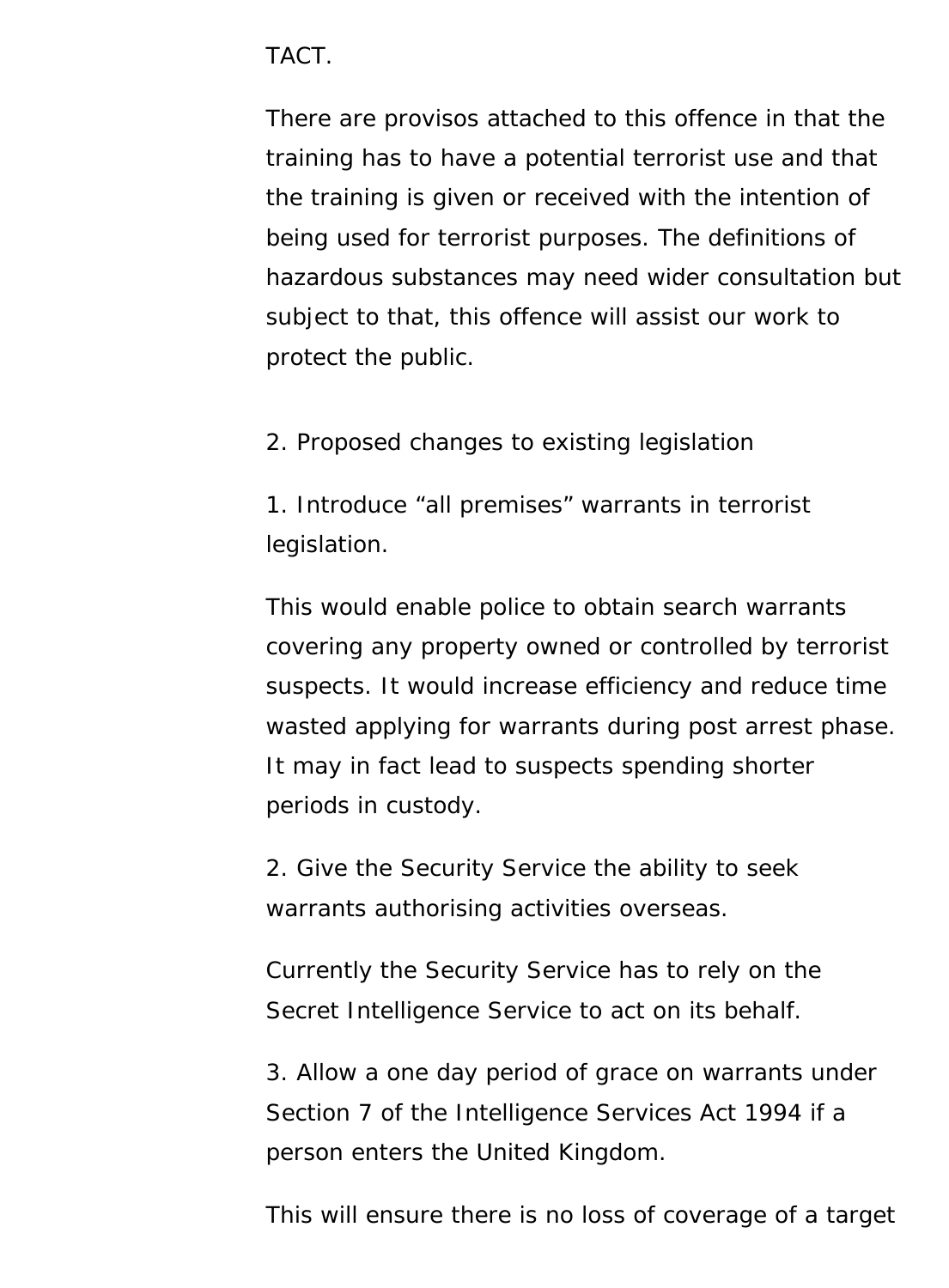TACT.

There are provisos attached to this offence in that the training has to have a potential terrorist use and that the training is given or received with the intention of being used for terrorist purposes. The definitions of hazardous substances may need wider consultation but subject to that, this offence will assist our work to protect the public.

2. Proposed changes to existing legislation

1. Introduce "all premises" warrants in terrorist legislation.

This would enable police to obtain search warrants covering any property owned or controlled by terrorist suspects. It would increase efficiency and reduce time wasted applying for warrants during post arrest phase. It may in fact lead to suspects spending shorter periods in custody.

2. Give the Security Service the ability to seek warrants authorising activities overseas.

Currently the Security Service has to rely on the Secret Intelligence Service to act on its behalf.

3. Allow a one day period of grace on warrants under Section 7 of the Intelligence Services Act 1994 if a person enters the United Kingdom.

This will ensure there is no loss of coverage of a target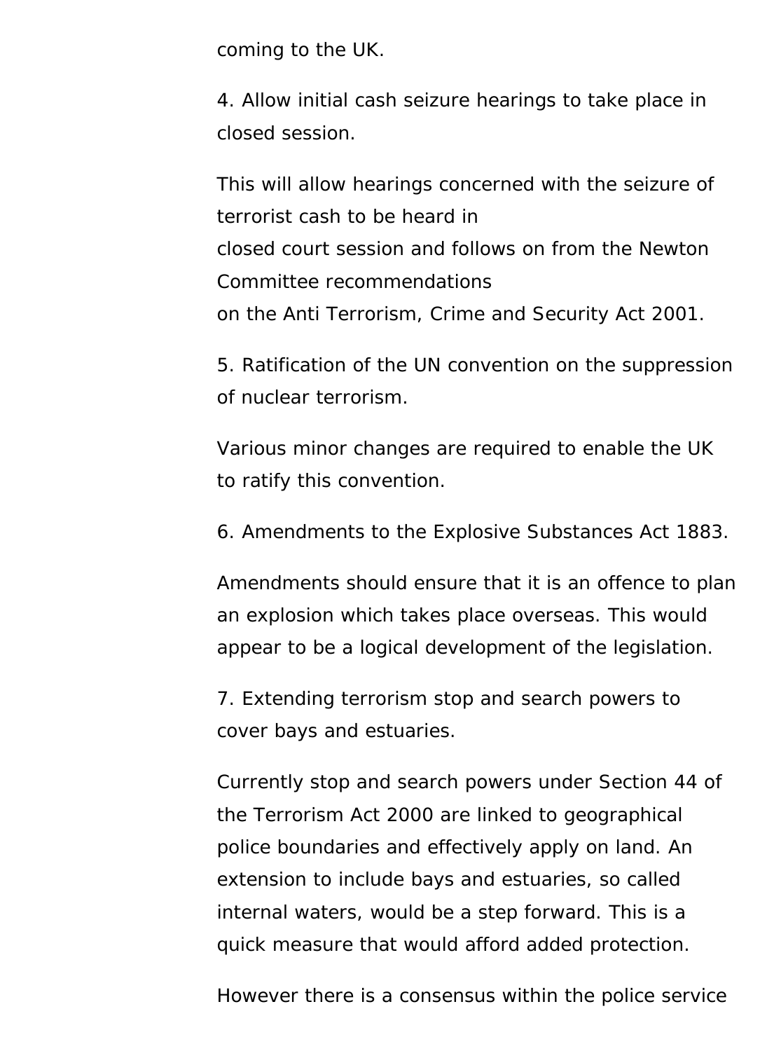coming to the UK.

4. Allow initial cash seizure hearings to take place in closed session.

This will allow hearings concerned with the seizure of terrorist cash to be heard in closed court session and follows on from the Newton Committee recommendations on the Anti Terrorism, Crime and Security Act 2001.

5. Ratification of the UN convention on the suppression of nuclear terrorism.

Various minor changes are required to enable the UK to ratify this convention.

6. Amendments to the Explosive Substances Act 1883.

Amendments should ensure that it is an offence to plan an explosion which takes place overseas. This would appear to be a logical development of the legislation.

7. Extending terrorism stop and search powers to cover bays and estuaries.

Currently stop and search powers under Section 44 of the Terrorism Act 2000 are linked to geographical police boundaries and effectively apply on land. An extension to include bays and estuaries, so called internal waters, would be a step forward. This is a quick measure that would afford added protection.

However there is a consensus within the police service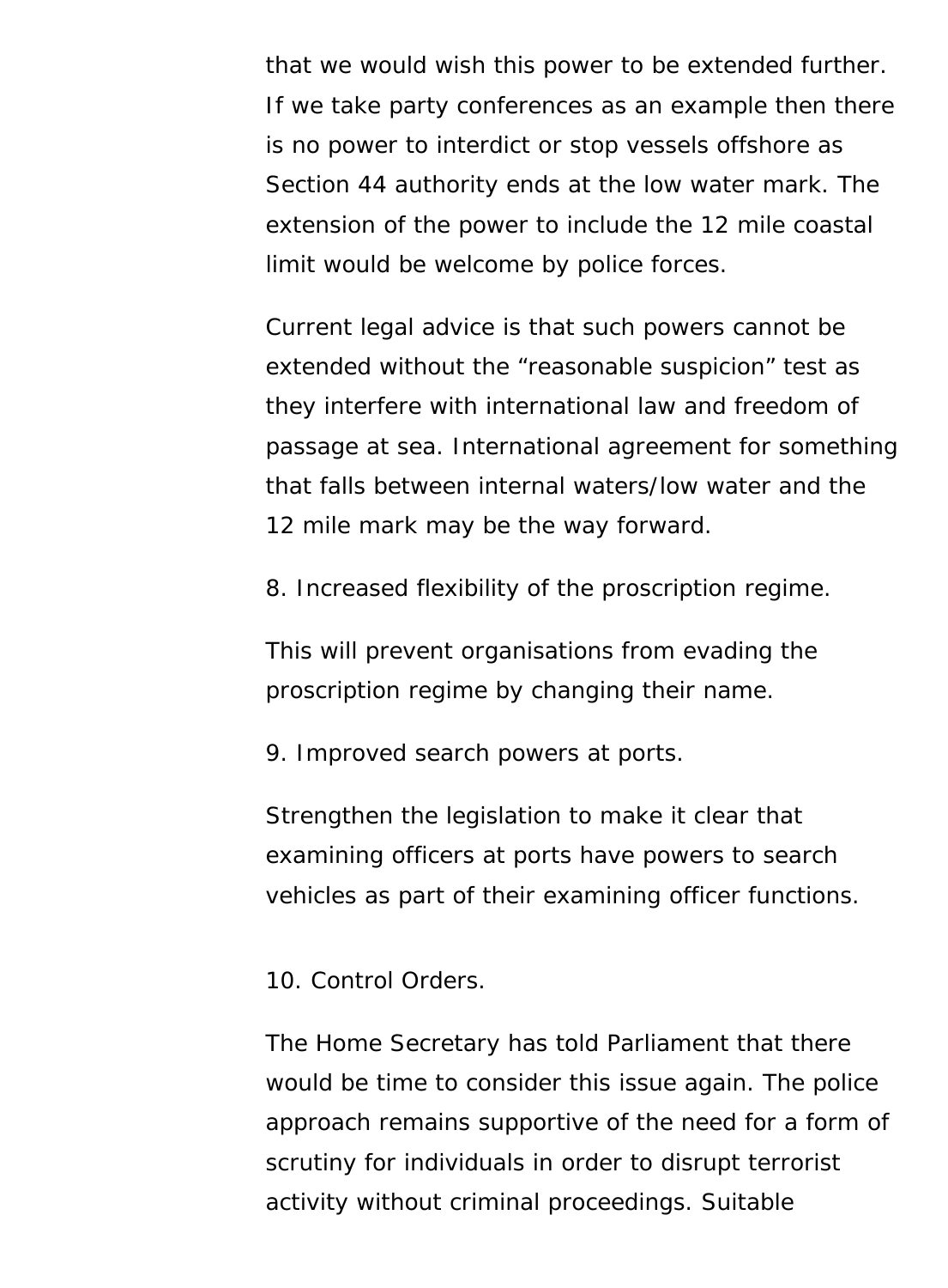that we would wish this power to be extended further. If we take party conferences as an example then there is no power to interdict or stop vessels offshore as Section 44 authority ends at the low water mark. The extension of the power to include the 12 mile coastal limit would be welcome by police forces.

Current legal advice is that such powers cannot be extended without the "reasonable suspicion" test as they interfere with international law and freedom of passage at sea. International agreement for something that falls between internal waters/low water and the 12 mile mark may be the way forward.

8. Increased flexibility of the proscription regime.

This will prevent organisations from evading the proscription regime by changing their name.

9. Improved search powers at ports.

Strengthen the legislation to make it clear that examining officers at ports have powers to search vehicles as part of their examining officer functions.

10. Control Orders.

The Home Secretary has told Parliament that there would be time to consider this issue again. The police approach remains supportive of the need for a form of scrutiny for individuals in order to disrupt terrorist activity without criminal proceedings. Suitable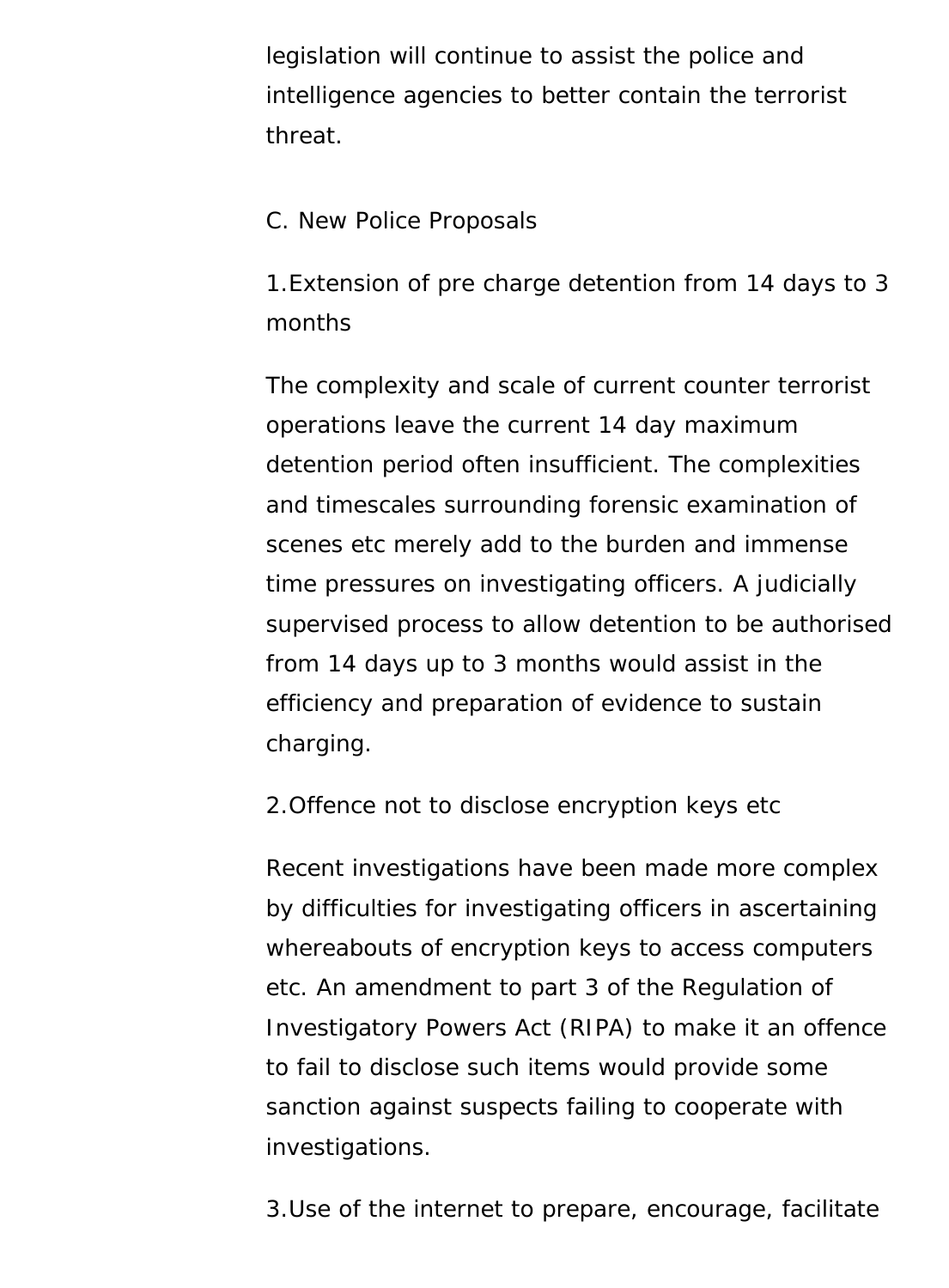legislation will continue to assist the police and intelligence agencies to better contain the terrorist threat.

## C. New Police Proposals

1.Extension of pre charge detention from 14 days to 3 months

The complexity and scale of current counter terrorist operations leave the current 14 day maximum detention period often insufficient. The complexities and timescales surrounding forensic examination of scenes etc merely add to the burden and immense time pressures on investigating officers. A judicially supervised process to allow detention to be authorised from 14 days up to 3 months would assist in the efficiency and preparation of evidence to sustain charging.

2.Offence not to disclose encryption keys etc

Recent investigations have been made more complex by difficulties for investigating officers in ascertaining whereabouts of encryption keys to access computers etc. An amendment to part 3 of the Regulation of Investigatory Powers Act (RIPA) to make it an offence to fail to disclose such items would provide some sanction against suspects failing to cooperate with investigations.

3.Use of the internet to prepare, encourage, facilitate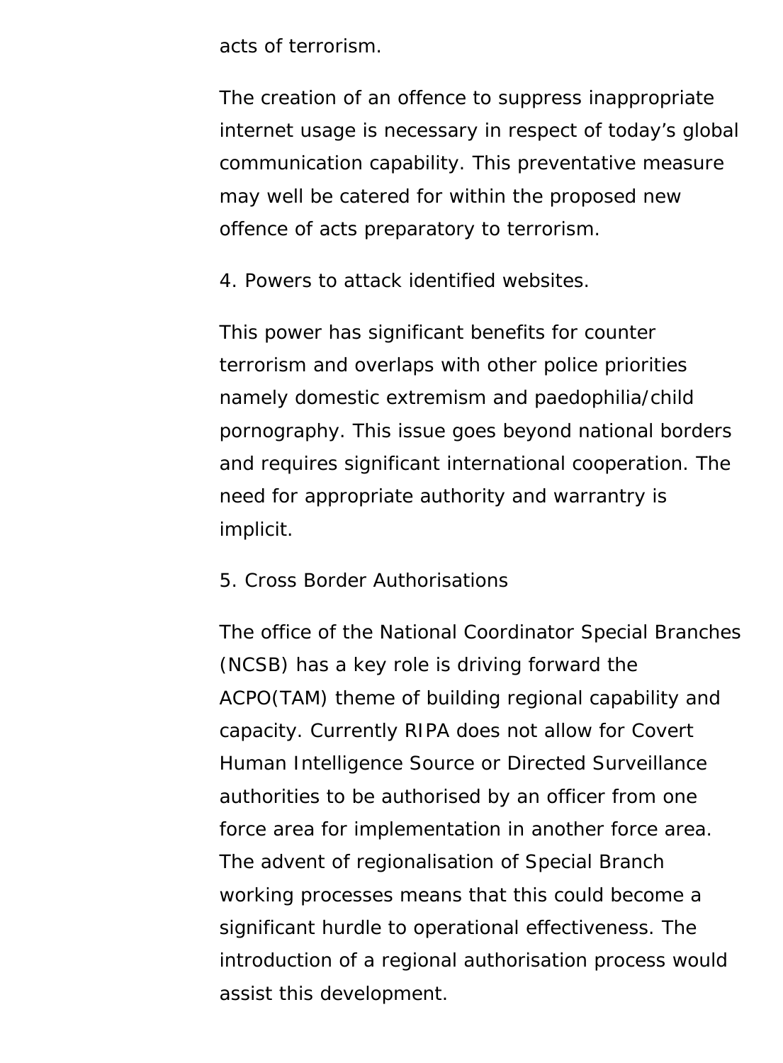acts of terrorism.

The creation of an offence to suppress inappropriate internet usage is necessary in respect of today's global communication capability. This preventative measure may well be catered for within the proposed new offence of acts preparatory to terrorism.

4. Powers to attack identified websites.

This power has significant benefits for counter terrorism and overlaps with other police priorities namely domestic extremism and paedophilia/child pornography. This issue goes beyond national borders and requires significant international cooperation. The need for appropriate authority and warrantry is implicit.

5. Cross Border Authorisations

The office of the National Coordinator Special Branches (NCSB) has a key role is driving forward the ACPO(TAM) theme of building regional capability and capacity. Currently RIPA does not allow for Covert Human Intelligence Source or Directed Surveillance authorities to be authorised by an officer from one force area for implementation in another force area. The advent of regionalisation of Special Branch working processes means that this could become a significant hurdle to operational effectiveness. The introduction of a regional authorisation process would assist this development.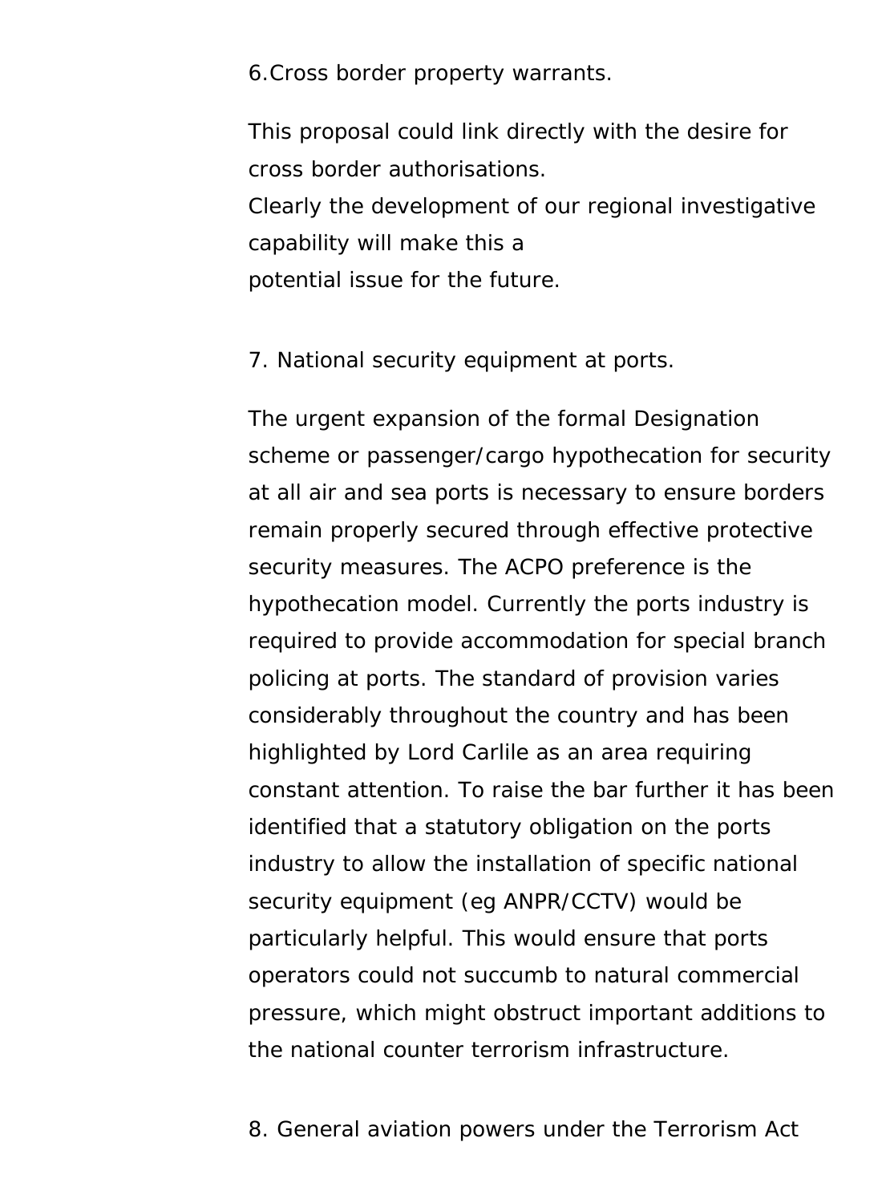6.Cross border property warrants.

This proposal could link directly with the desire for cross border authorisations.
Clearly the development of our regional investigative capability will make this a
potential issue for the future.

7. National security equipment at ports.

The urgent expansion of the formal Designation scheme or passenger/cargo hypothecation for security at all air and sea ports is necessary to ensure borders remain properly secured through effective protective security measures. The ACPO preference is the hypothecation model. Currently the ports industry is required to provide accommodation for special branch policing at ports. The standard of provision varies considerably throughout the country and has been highlighted by Lord Carlile as an area requiring constant attention. To raise the bar further it has been identified that a statutory obligation on the ports industry to allow the installation of specific national security equipment (eg ANPR/CCTV) would be particularly helpful. This would ensure that ports operators could not succumb to natural commercial pressure, which might obstruct important additions to the national counter terrorism infrastructure.

8. General aviation powers under the Terrorism Act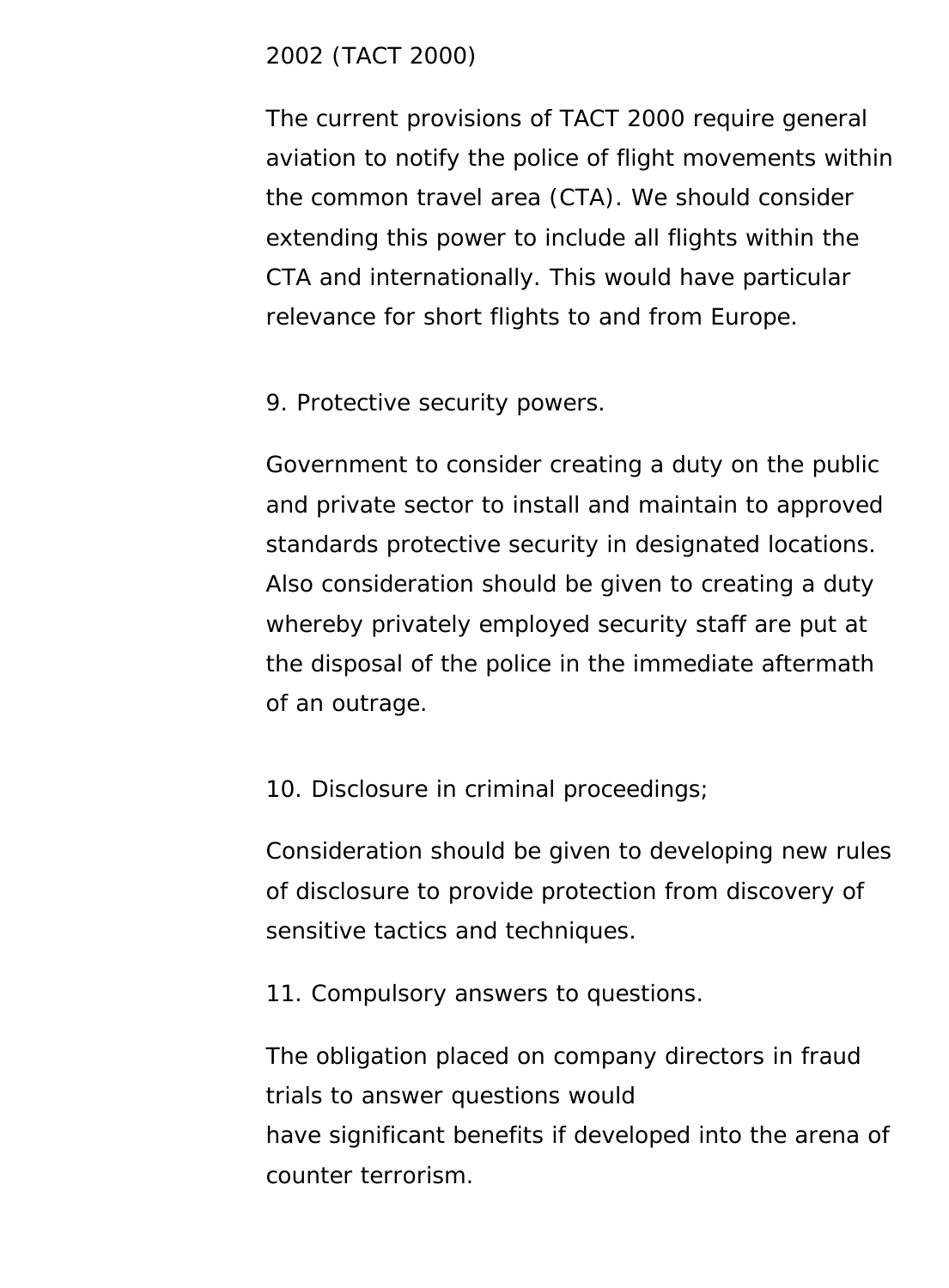2002 (TACT 2000)

The current provisions of TACT 2000 require general aviation to notify the police of flight movements within the common travel area (CTA). We should consider extending this power to include all flights within the CTA and internationally. This would have particular relevance for short flights to and from Europe.

9. Protective security powers.

Government to consider creating a duty on the public and private sector to install and maintain to approved standards protective security in designated locations. Also consideration should be given to creating a duty whereby privately employed security staff are put at the disposal of the police in the immediate aftermath of an outrage.

10. Disclosure in criminal proceedings;

Consideration should be given to developing new rules of disclosure to provide protection from discovery of sensitive tactics and techniques.

11. Compulsory answers to questions.

The obligation placed on company directors in fraud trials to answer questions would have significant benefits if developed into the arena of counter terrorism.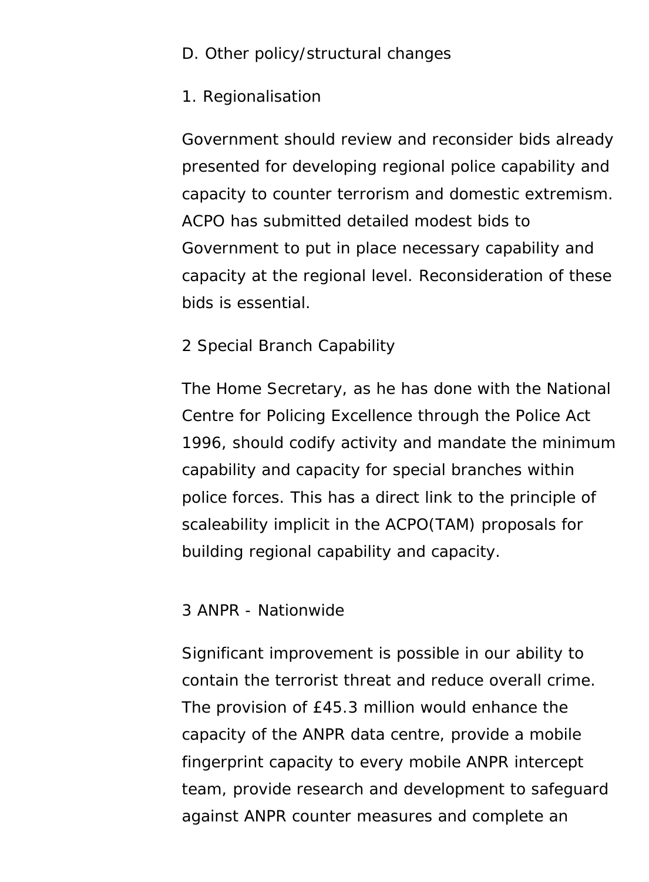## D. Other policy/structural changes

### 1. Regionalisation

Government should review and reconsider bids already presented for developing regional police capability and capacity to counter terrorism and domestic extremism. ACPO has submitted detailed modest bids to Government to put in place necessary capability and capacity at the regional level. Reconsideration of these bids is essential.

### 2 Special Branch Capability

The Home Secretary, as he has done with the National Centre for Policing Excellence through the Police Act 1996, should codify activity and mandate the minimum capability and capacity for special branches within police forces. This has a direct link to the principle of scaleability implicit in the ACPO(TAM) proposals for building regional capability and capacity.

### 3 ANPR - Nationwide

Significant improvement is possible in our ability to contain the terrorist threat and reduce overall crime. The provision of £45.3 million would enhance the capacity of the ANPR data centre, provide a mobile fingerprint capacity to every mobile ANPR intercept team, provide research and development to safeguard against ANPR counter measures and complete an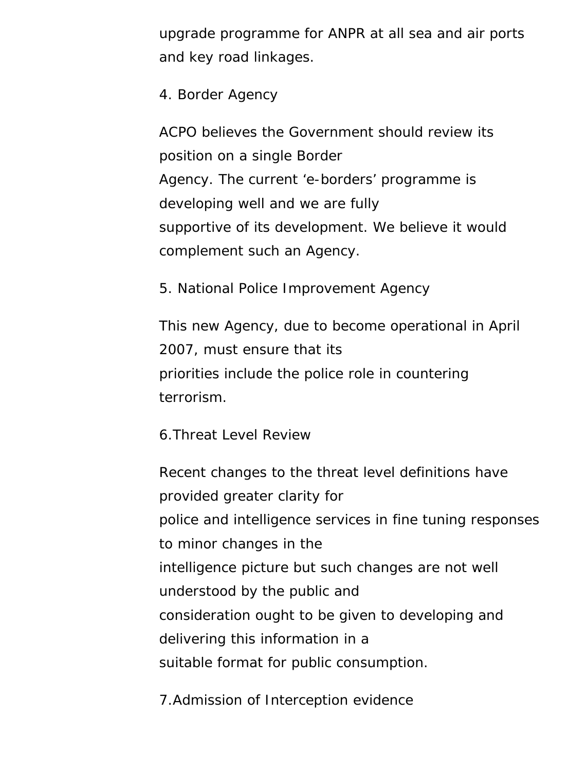upgrade programme for ANPR at all sea and air ports and key road linkages.

4. Border Agency

ACPO believes the Government should review its position on a single Border Agency. The current 'e-borders' programme is developing well and we are fully supportive of its development. We believe it would complement such an Agency.

5. National Police Improvement Agency

This new Agency, due to become operational in April 2007, must ensure that its priorities include the police role in countering terrorism.

6.Threat Level Review

Recent changes to the threat level definitions have provided greater clarity for police and intelligence services in fine tuning responses to minor changes in the intelligence picture but such changes are not well understood by the public and consideration ought to be given to developing and delivering this information in a suitable format for public consumption.

7.Admission of Interception evidence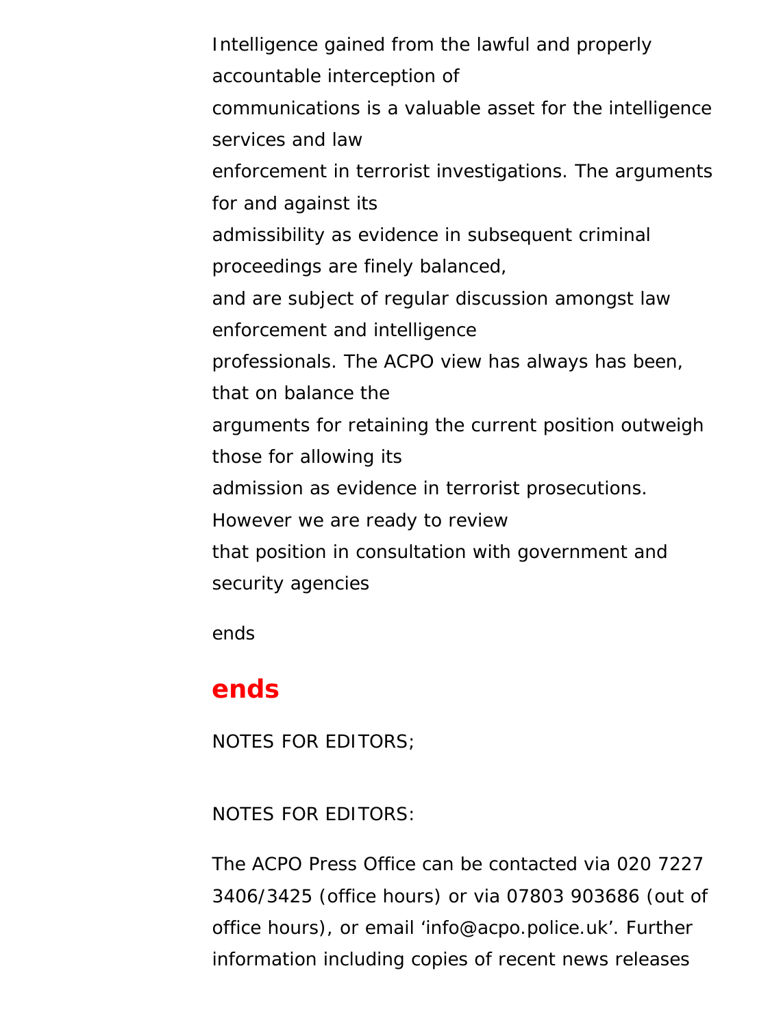Intelligence gained from the lawful and properly accountable interception of
communications is a valuable asset for the intelligence services and law
enforcement in terrorist investigations. The arguments for and against its
admissibility as evidence in subsequent criminal proceedings are finely balanced,
and are subject of regular discussion amongst law enforcement and intelligence
professionals. The ACPO view has always has been, that on balance the
arguments for retaining the current position outweigh those for allowing its
admission as evidence in terrorist prosecutions. However we are ready to review
that position in consultation with government and security agencies

ends

## ends

NOTES FOR EDITORS;

NOTES FOR EDITORS:

The ACPO Press Office can be contacted via 020 7227 3406/3425 (office hours) or via 07803 903686 (out of office hours), or email 'info@acpo.police.uk'. Further information including copies of recent news releases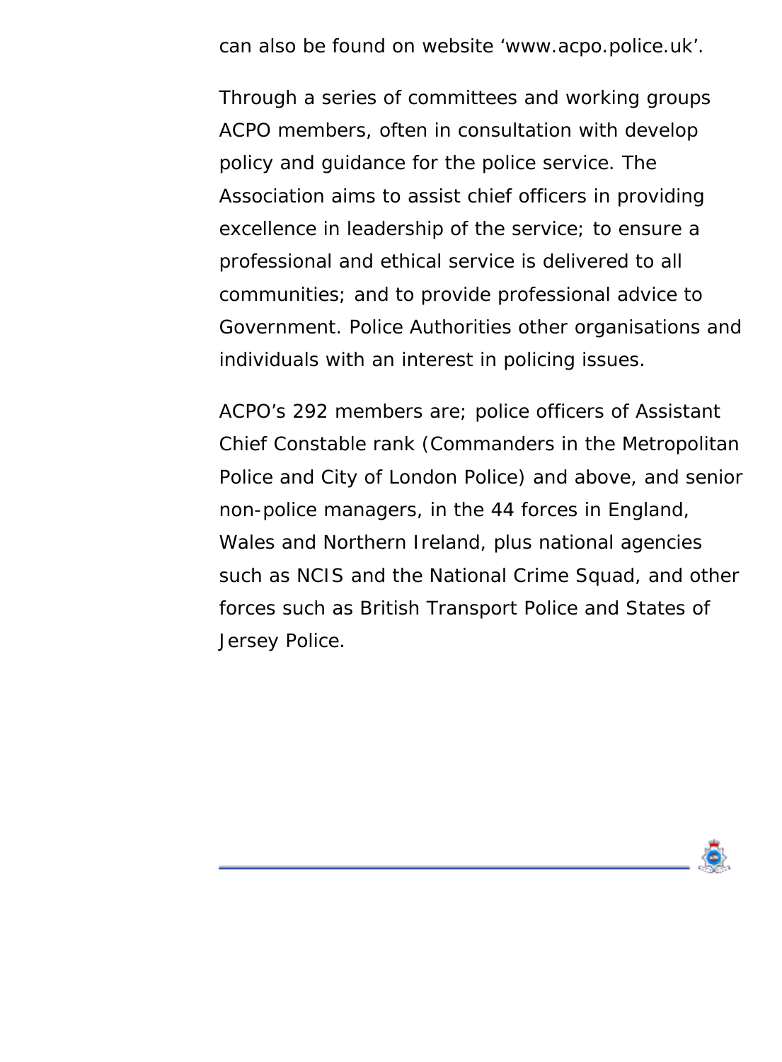can also be found on website ‘www.acpo.police.uk’.

Through a series of committees and working groups ACPO members, often in consultation with develop policy and guidance for the police service. The Association aims to assist chief officers in providing excellence in leadership of the service; to ensure a professional and ethical service is delivered to all communities; and to provide professional advice to Government. Police Authorities other organisations and individuals with an interest in policing issues.

ACPO’s 292 members are; police officers of Assistant Chief Constable rank (Commanders in the Metropolitan Police and City of London Police) and above, and senior non-police managers, in the 44 forces in England, Wales and Northern Ireland, plus national agencies such as NCIS and the National Crime Squad, and other forces such as British Transport Police and States of Jersey Police.